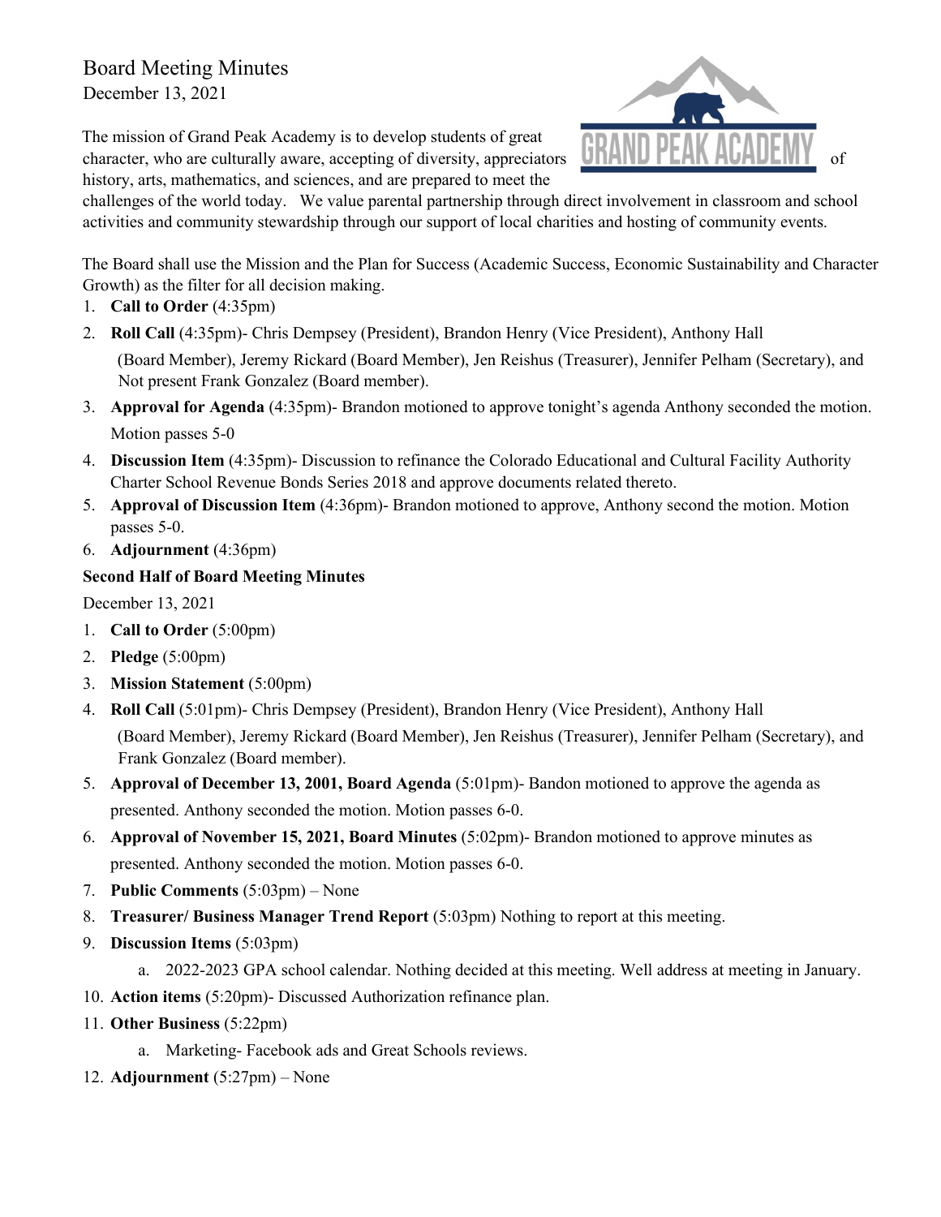# Board Meeting Minutes

December 13, 2021

The mission of Grand Peak Academy is to develop students of great character, who are culturally aware, accepting of diversity, appreciators of history, arts, mathematics, and sciences, and are prepared to meet the challenges of the world today. We value parental partnership through direct involvement in classroom and school activities and community stewardship through our support of local charities and hosting of community events.

The Board shall use the Mission and the Plan for Success (Academic Success, Economic Sustainability and Character Growth) as the filter for all decision making.

1. **Call to Order** (4:35pm)
2. **Roll Call** (4:35pm)- Chris Dempsey (President), Brandon Henry (Vice President), Anthony Hall (Board Member), Jeremy Rickard (Board Member), Jen Reishus (Treasurer), Jennifer Pelham (Secretary), and Not present Frank Gonzalez (Board member).
3. **Approval for Agenda** (4:35pm)- Brandon motioned to approve tonight's agenda Anthony seconded the motion. Motion passes 5-0
4. **Discussion Item** (4:35pm)- Discussion to refinance the Colorado Educational and Cultural Facility Authority Charter School Revenue Bonds Series 2018 and approve documents related thereto.
5. **Approval of Discussion Item** (4:36pm)- Brandon motioned to approve, Anthony second the motion. Motion passes 5-0.
6. **Adjournment** (4:36pm)

**Second Half of Board Meeting Minutes**

December 13, 2021

1. **Call to Order** (5:00pm)
2. **Pledge** (5:00pm)
3. **Mission Statement** (5:00pm)
4. **Roll Call** (5:01pm)- Chris Dempsey (President), Brandon Henry (Vice President), Anthony Hall (Board Member), Jeremy Rickard (Board Member), Jen Reishus (Treasurer), Jennifer Pelham (Secretary), and Frank Gonzalez (Board member).
5. **Approval of December 13, 2001, Board Agenda** (5:01pm)- Bandon motioned to approve the agenda as presented. Anthony seconded the motion. Motion passes 6-0.
6. **Approval of November 15, 2021, Board Minutes** (5:02pm)- Brandon motioned to approve minutes as presented. Anthony seconded the motion. Motion passes 6-0.
7. **Public Comments** (5:03pm) – None
8. **Treasurer/ Business Manager Trend Report** (5:03pm) Nothing to report at this meeting.
9. **Discussion Items** (5:03pm)
    a. 2022-2023 GPA school calendar. Nothing decided at this meeting. Well address at meeting in January.
10. **Action items** (5:20pm)- Discussed Authorization refinance plan.
11. **Other Business** (5:22pm)
    a. Marketing- Facebook ads and Great Schools reviews.
12. **Adjournment** (5:27pm) – None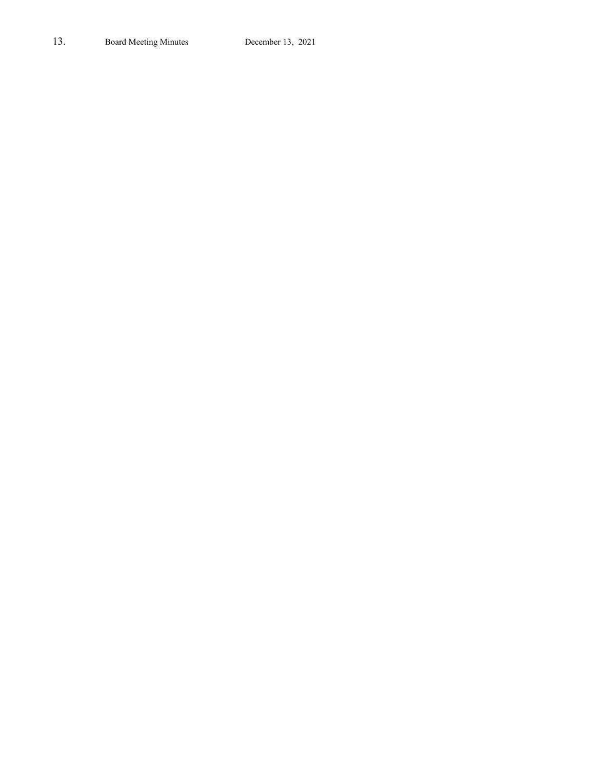13. Board Meeting Minutes December 13，2021